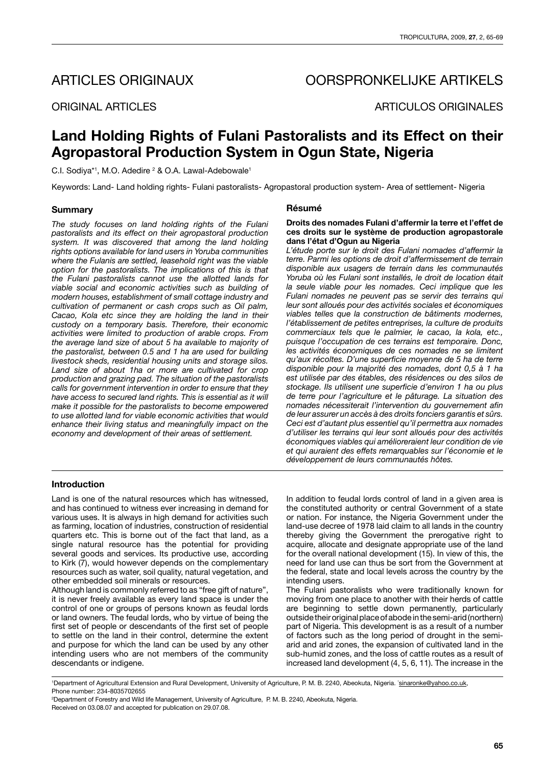# ARTICLES ORIGINAUX

# OORSPRONKELIJKE ARTIKELS

# ORIGINAL ARTICLES

# ARTICULOS ORIGINALES

# Land Holding Rights of Fulani Pastoralists and its Effect on their Agropastoral Production System in Ogun State, Nigeria

C.I. Sodiya*[1], M.O. Adedire [2] & O.A. Lawal-Adebowale[1]

Keywords: Land- Land holding rights- Fulani pastoralists- Agropastoral production system- Area of settlement- Nigeria

## Summary

*The study focuses on land holding rights of the Fulani pastoralists and its effect on their agropastoral production system. It was discovered that among the land holding rights options available for land users in Yoruba communities where the Fulanis are settled, leasehold right was the viable option for the pastoralists. The implications of this is that the Fulani pastoralists cannot use the allotted lands for viable social and economic activities such as building of modern houses, establishment of small cottage industry and cultivation of permanent or cash crops such as Oil palm, Cacao, Kola etc since they are holding the land in their custody on a temporary basis. Therefore, their economic activities were limited to production of arable crops. From the average land size of about 5 ha available to majority of the pastoralist, between 0.5 and 1 ha are used for building livestock sheds, residential housing units and storage silos. Land size of about 1ha or more are cultivated for crop production and grazing pad. The situation of the pastoralists calls for government intervention in order to ensure that they have access to secured land rights. This is essential as it will make it possible for the pastoralists to become empowered to use allotted land for viable economic activities that would enhance their living status and meaningfully impact on the economy and development of their areas of settlement.*

## Résumé

**Droits des nomades Fulani d'affermir la terre et l'effet de ces droits sur le système de production agropastorale dans l'état d'Ogun au Nigeria**

*L'étude porte sur le droit des Fulani nomades d'affermir la terre. Parmi les options de droit d'affermissement de terrain disponible aux usagers de terrain dans les communautés Yoruba où les Fulani sont installés, le droit de location était la seule viable pour les nomades. Ceci implique que les Fulani nomades ne peuvent pas se servir des terrains qui leur sont alloués pour des activités sociales et économiques viables telles que la construction de bâtiments modernes, l'établissement de petites entreprises, la culture de produits commerciaux tels que le palmier, le cacao, la kola, etc., puisque l'occupation de ces terrains est temporaire. Donc, les activités économiques de ces nomades ne se limitent qu'aux récoltes. D'une superficie moyenne de 5 ha de terre disponible pour la majorité des nomades, dont 0,5 à 1 ha est utilisée par des étables, des résidences ou des silos de stockage. Ils utilisent une superficie d'environ 1 ha ou plus de terre pour l'agriculture et le pâturage. La situation des nomades nécessiterait l'intervention du gouvernement afin de leur assurer un accès à des droits fonciers garantis et sûrs. Ceci est d'autant plus essentiel qu'il permettra aux nomades d'utiliser les terrains qui leur sont alloués pour des activités économiques viables qui amélioreraient leur condition de vie et qui auraient des effets remarquables sur l'économie et le développement de leurs communautés hôtes.*

## Introduction

Land is one of the natural resources which has witnessed, and has continued to witness ever increasing in demand for various uses. It is always in high demand for activities such as farming, location of industries, construction of residential quarters etc. This is borne out of the fact that land, as a single natural resource has the potential for providing several goods and services. Its productive use, according to Kirk (7), would however depends on the complementary resources such as water, soil quality, natural vegetation, and other embedded soil minerals or resources.

Although land is commonly referred to as "free gift of nature", it is never freely available as every land space is under the control of one or groups of persons known as feudal lords or land owners. The feudal lords, who by virtue of being the first set of people or descendants of the first set of people to settle on the land in their control, determine the extent and purpose for which the land can be used by any other intending users who are not members of the community descendants or indigene.

In addition to feudal lords control of land in a given area is the constituted authority or central Government of a state or nation. For instance, the Nigeria Government under the land-use decree of 1978 laid claim to all lands in the country thereby giving the Government the prerogative right to acquire, allocate and designate appropriate use of the land for the overall national development (15). In view of this, the need for land use can thus be sort from the Government at the federal, state and local levels across the country by the intending users.

The Fulani pastoralists who were traditionally known for moving from one place to another with their herds of cattle are beginning to settle down permanently, particularly outside their original place of abode in the semi-arid (northern) part of Nigeria. This development is as a result of a number of factors such as the long period of drought in the semi-arid and arid zones, the expansion of cultivated land in the sub-humid zones, and the loss of cattle routes as a result of increased land development (4, 5, 6, 11). The increase in the

[1]Department of Agricultural Extension and Rural Development, University of Agriculture, P. M. B. 2240, Abeokuta, Nigeria. *sinaronke@yahoo.co.uk, Phone number: 234-8035702655

[2]Department of Forestry and Wild life Management, University of Agriculture, P. M. B. 2240, Abeokuta, Nigeria.

Received on 03.08.07 and accepted for publication on 29.07.08.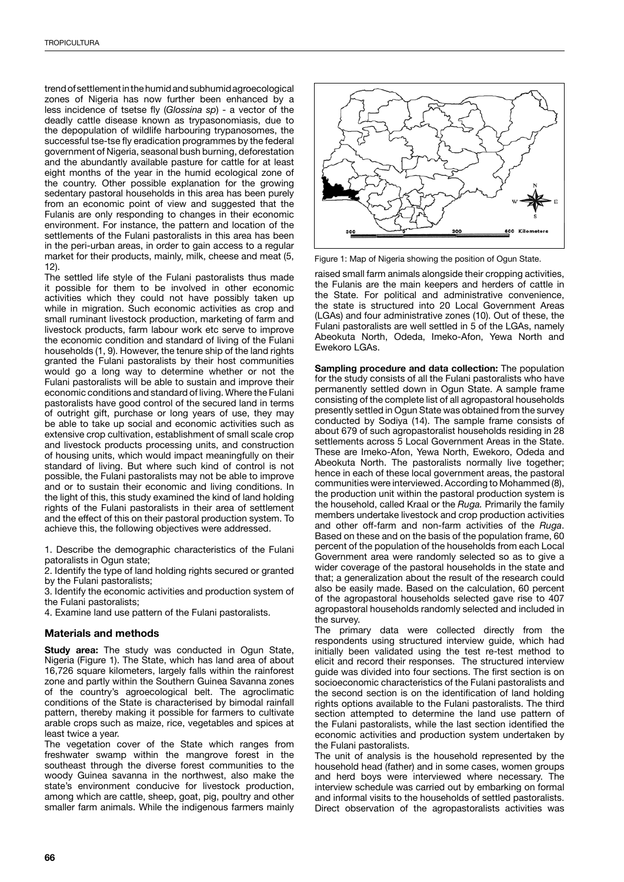trend of settlement in the humid and subhumid agroecological zones of Nigeria has now further been enhanced by a less incidence of tsetse fly (*Glossina sp*) - a vector of the deadly cattle disease known as trypasonomiasis, due to the depopulation of wildlife harbouring trypanosomes, the successful tse-tse fly eradication programmes by the federal government of Nigeria, seasonal bush burning, deforestation and the abundantly available pasture for cattle for at least eight months of the year in the humid ecological zone of the country. Other possible explanation for the growing sedentary pastoral households in this area has been purely from an economic point of view and suggested that the Fulanis are only responding to changes in their economic environment. For instance, the pattern and location of the settlements of the Fulani pastoralists in this area has been in the peri-urban areas, in order to gain access to a regular market for their products, mainly, milk, cheese and meat (5, 12).

The settled life style of the Fulani pastoralists thus made it possible for them to be involved in other economic activities which they could not have possibly taken up while in migration. Such economic activities as crop and small ruminant livestock production, marketing of farm and livestock products, farm labour work etc serve to improve the economic condition and standard of living of the Fulani households (1, 9). However, the tenure ship of the land rights granted the Fulani pastoralists by their host communities would go a long way to determine whether or not the Fulani pastoralists will be able to sustain and improve their economic conditions and standard of living. Where the Fulani pastoralists have good control of the secured land in terms of outright gift, purchase or long years of use, they may be able to take up social and economic activities such as extensive crop cultivation, establishment of small scale crop and livestock products processing units, and construction of housing units, which would impact meaningfully on their standard of living. But where such kind of control is not possible, the Fulani pastoralists may not be able to improve and or to sustain their economic and living conditions. In the light of this, this study examined the kind of land holding rights of the Fulani pastoralists in their area of settlement and the effect of this on their pastoral production system. To achieve this, the following objectives were addressed.

1. Describe the demographic characteristics of the Fulani patoralists in Ogun state;
2. Identify the type of land holding rights secured or granted by the Fulani pastoralists;
3. Identify the economic activities and production system of the Fulani pastoralists;
4. Examine land use pattern of the Fulani pastoralists.

## Materials and methods

**Study area:** The study was conducted in Ogun State, Nigeria (Figure 1). The State, which has land area of about 16,726 square kilometers, largely falls within the rainforest zone and partly within the Southern Guinea Savanna zones of the country's agroecological belt. The agroclimatic conditions of the State is characterised by bimodal rainfall pattern, thereby making it possible for farmers to cultivate arable crops such as maize, rice, vegetables and spices at least twice a year.

The vegetation cover of the State which ranges from freshwater swamp within the mangrove forest in the southeast through the diverse forest communities to the woody Guinea savanna in the northwest, also make the state's environment conducive for livestock production, among which are cattle, sheep, goat, pig, poultry and other smaller farm animals. While the indigenous farmers mainly raised small farm animals alongside their cropping activities, the Fulanis are the main keepers and herders of cattle in the State. For political and administrative convenience, the state is structured into 20 Local Government Areas (LGAs) and four administrative zones (10). Out of these, the Fulani pastoralists are well settled in 5 of the LGAs, namely Abeokuta North, Odeda, Imeko-Afon, Yewa North and Ewekoro LGAs.

Figure 1: Map of Nigeria showing the position of Ogun State.

**Sampling procedure and data collection:** The population for the study consists of all the Fulani pastoralists who have permanently settled down in Ogun State. A sample frame consisting of the complete list of all agropastoral households presently settled in Ogun State was obtained from the survey conducted by Sodiya (14). The sample frame consists of about 679 of such agropastoralist households residing in 28 settlements across 5 Local Government Areas in the State. These are Imeko-Afon, Yewa North, Ewekoro, Odeda and Abeokuta North. The pastoralists normally live together; hence in each of these local government areas, the pastoral communities were interviewed. According to Mohammed (8), the production unit within the pastoral production system is the household, called Kraal or the *Ruga.* Primarily the family members undertake livestock and crop production activities and other off-farm and non-farm activities of the *Ruga*. Based on these and on the basis of the population frame, 60 percent of the population of the households from each Local Government area were randomly selected so as to give a wider coverage of the pastoral households in the state and that; a generalization about the result of the research could also be easily made. Based on the calculation, 60 percent of the agropastoral households selected gave rise to 407 agropastoral households randomly selected and included in the survey.

The primary data were collected directly from the respondents using structured interview guide, which had initially been validated using the test re-test method to elicit and record their responses. The structured interview guide was divided into four sections. The first section is on socioeconomic characteristics of the Fulani pastoralists and the second section is on the identification of land holding rights options available to the Fulani pastoralists. The third section attempted to determine the land use pattern of the Fulani pastoralists, while the last section identified the economic activities and production system undertaken by the Fulani pastoralists.

The unit of analysis is the household represented by the household head (father) and in some cases, women groups and herd boys were interviewed where necessary. The interview schedule was carried out by embarking on formal and informal visits to the households of settled pastoralists. Direct observation of the agropastoralists activities was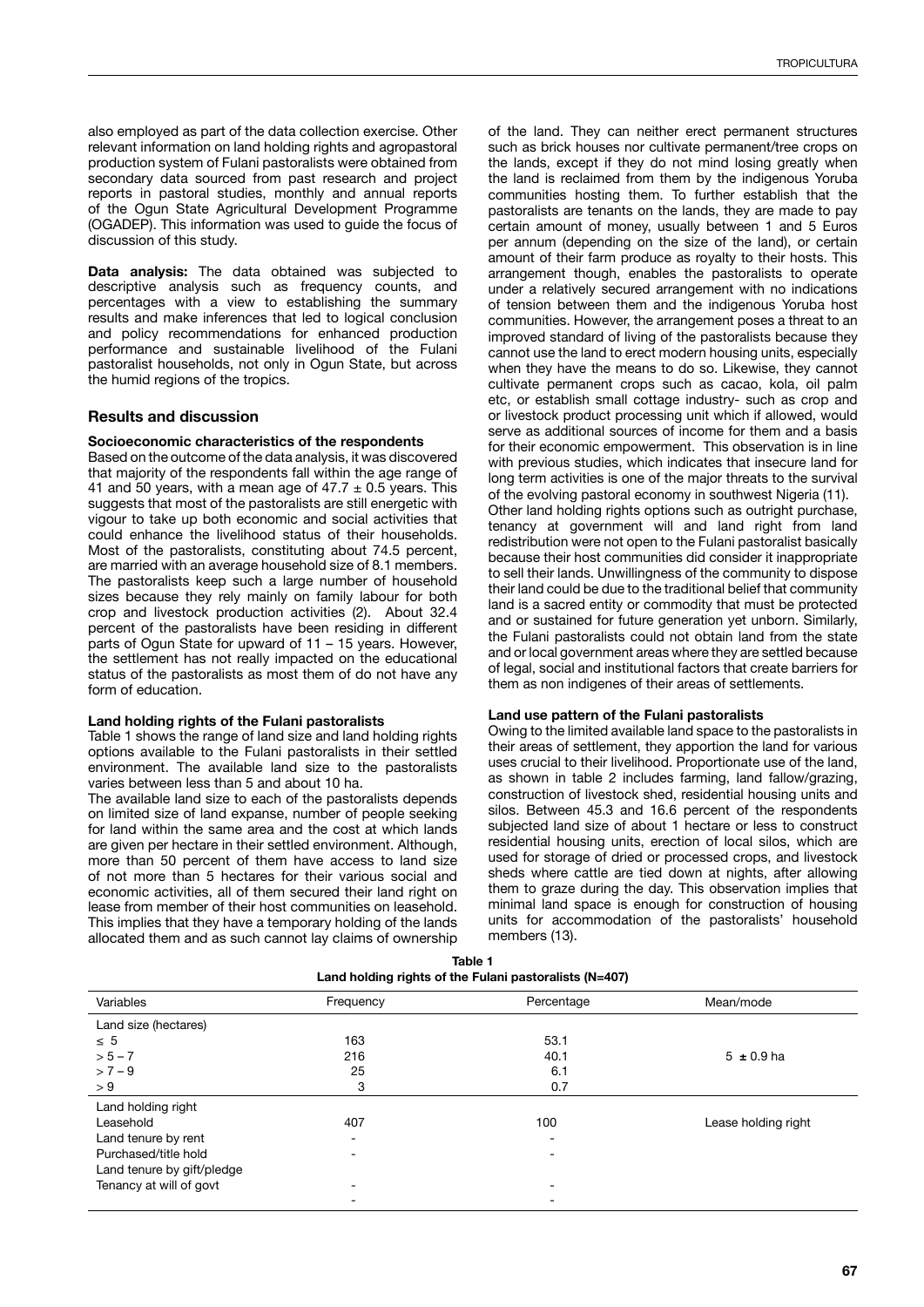also employed as part of the data collection exercise. Other relevant information on land holding rights and agropastoral production system of Fulani pastoralists were obtained from secondary data sourced from past research and project reports in pastoral studies, monthly and annual reports of the Ogun State Agricultural Development Programme (OGADEP). This information was used to guide the focus of discussion of this study.

**Data analysis:** The data obtained was subjected to descriptive analysis such as frequency counts, and percentages with a view to establishing the summary results and make inferences that led to logical conclusion and policy recommendations for enhanced production performance and sustainable livelihood of the Fulani pastoralist households, not only in Ogun State, but across the humid regions of the tropics.

## Results and discussion

### Socioeconomic characteristics of the respondents

Based on the outcome of the data analysis, it was discovered that majority of the respondents fall within the age range of 41 and 50 years, with a mean age of 47.7 ± 0.5 years. This suggests that most of the pastoralists are still energetic with vigour to take up both economic and social activities that could enhance the livelihood status of their households. Most of the pastoralists, constituting about 74.5 percent, are married with an average household size of 8.1 members. The pastoralists keep such a large number of household sizes because they rely mainly on family labour for both crop and livestock production activities (2). About 32.4 percent of the pastoralists have been residing in different parts of Ogun State for upward of 11 – 15 years. However, the settlement has not really impacted on the educational status of the pastoralists as most them of do not have any form of education.

### Land holding rights of the Fulani pastoralists

Table 1 shows the range of land size and land holding rights options available to the Fulani pastoralists in their settled environment. The available land size to the pastoralists varies between less than 5 and about 10 ha.

The available land size to each of the pastoralists depends on limited size of land expanse, number of people seeking for land within the same area and the cost at which lands are given per hectare in their settled environment. Although, more than 50 percent of them have access to land size of not more than 5 hectares for their various social and economic activities, all of them secured their land right on lease from member of their host communities on leasehold. This implies that they have a temporary holding of the lands allocated them and as such cannot lay claims of ownership of the land. They can neither erect permanent structures such as brick houses nor cultivate permanent/tree crops on the lands, except if they do not mind losing greatly when the land is reclaimed from them by the indigenous Yoruba communities hosting them. To further establish that the pastoralists are tenants on the lands, they are made to pay certain amount of money, usually between 1 and 5 Euros per annum (depending on the size of the land), or certain amount of their farm produce as royalty to their hosts. This arrangement though, enables the pastoralists to operate under a relatively secured arrangement with no indications of tension between them and the indigenous Yoruba host communities. However, the arrangement poses a threat to an improved standard of living of the pastoralists because they cannot use the land to erect modern housing units, especially when they have the means to do so. Likewise, they cannot cultivate permanent crops such as cacao, kola, oil palm etc, or establish small cottage industry- such as crop and or livestock product processing unit which if allowed, would serve as additional sources of income for them and a basis for their economic empowerment. This observation is in line with previous studies, which indicates that insecure land for long term activities is one of the major threats to the survival of the evolving pastoral economy in southwest Nigeria (11).

Other land holding rights options such as outright purchase, tenancy at government will and land right from land redistribution were not open to the Fulani pastoralist basically because their host communities did consider it inappropriate to sell their lands. Unwillingness of the community to dispose their land could be due to the traditional belief that community land is a sacred entity or commodity that must be protected and or sustained for future generation yet unborn. Similarly, the Fulani pastoralists could not obtain land from the state and or local government areas where they are settled because of legal, social and institutional factors that create barriers for them as non indigenes of their areas of settlements.

### Land use pattern of the Fulani pastoralists

Owing to the limited available land space to the pastoralists in their areas of settlement, they apportion the land for various uses crucial to their livelihood. Proportionate use of the land, as shown in table 2 includes farming, land fallow/grazing, construction of livestock shed, residential housing units and silos. Between 45.3 and 16.6 percent of the respondents subjected land size of about 1 hectare or less to construct residential housing units, erection of local silos, which are used for storage of dried or processed crops, and livestock sheds where cattle are tied down at nights, after allowing them to graze during the day. This observation implies that minimal land space is enough for construction of housing units for accommodation of the pastoralists' household members (13).

**Table 1**
**Land holding rights of the Fulani pastoralists (N=407)**

| Variables | Frequency | Percentage | Mean/mode |
|---|---|---|---|
| Land size (hectares) | | | |
| ≤ 5 | 163 | 53.1 | |
| > 5 – 7 | 216 | 40.1 | 5 ± 0.9 ha |
| > 7 – 9 | 25 | 6.1 | |
| > 9 | 3 | 0.7 | |
| Land holding right | | | |
| Leasehold | 407 | 100 | Lease holding right |
| Land tenure by rent | - | - | |
| Purchased/title hold | - | - | |
| Land tenure by gift/pledge | | | |
| Tenancy at will of govt | - | - | |
| | - | - | |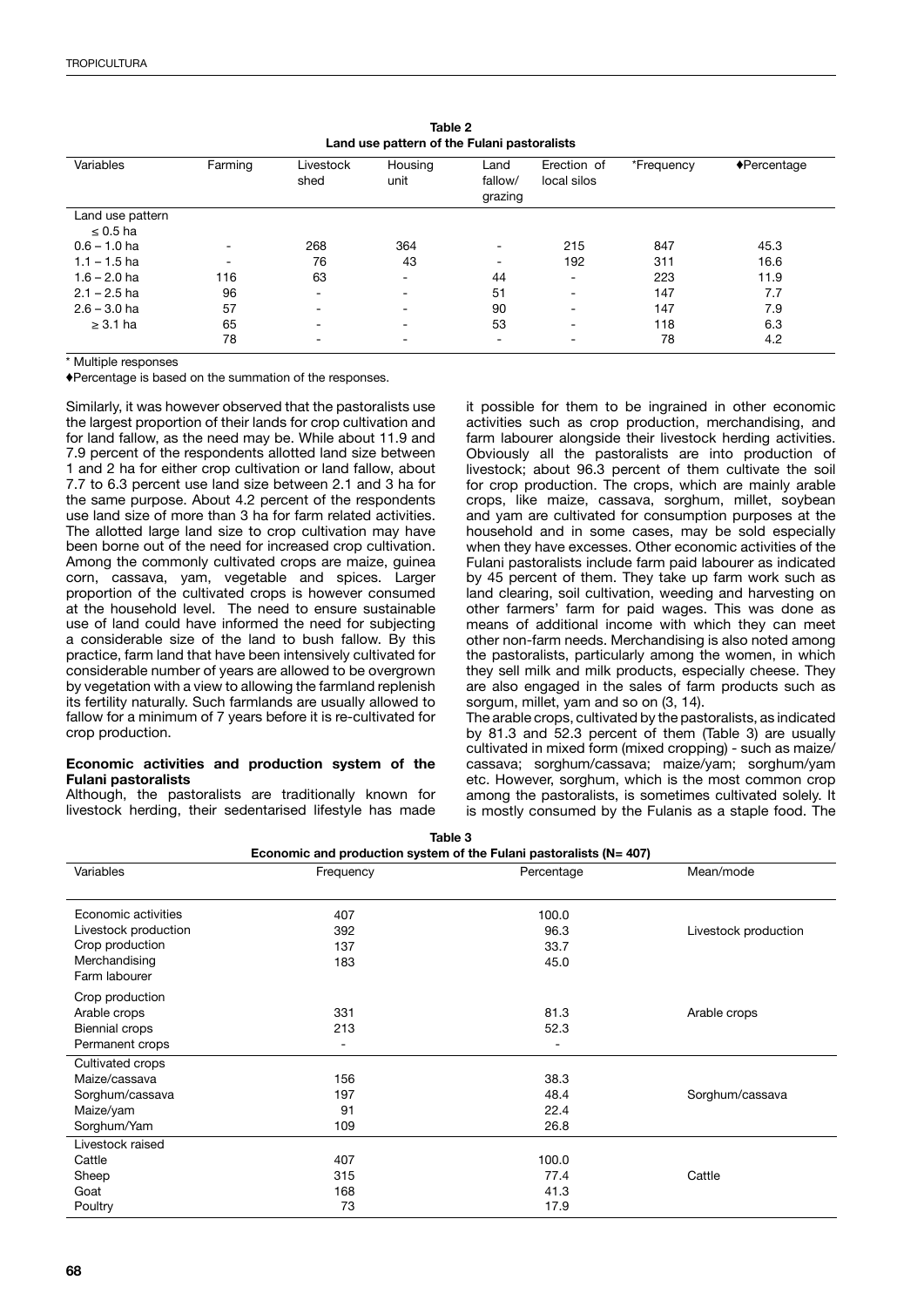**Table 2**
**Land use pattern of the Fulani pastoralists**

| Variables | Farming | Livestock shed | Housing unit | Land fallow/ grazing | Erection of local silos | *Frequency | ♦Percentage |
|---|---|---|---|---|---|---|---|
| Land use pattern | | | | | | | |
| ≤ 0.5 ha | | | | | | | |
| 0.6 – 1.0 ha | - | 268 | 364 | - | 215 | 847 | 45.3 |
| 1.1 – 1.5 ha | - | 76 | 43 | - | 192 | 311 | 16.6 |
| 1.6 – 2.0 ha | 116 | 63 | - | 44 | - | 223 | 11.9 |
| 2.1 – 2.5 ha | 96 | - | - | 51 | - | 147 | 7.7 |
| 2.6 – 3.0 ha | 57 | - | - | 90 | - | 147 | 7.9 |
| ≥ 3.1 ha | 65 | - | - | 53 | - | 118 | 6.3 |
| | 78 | - | - | - | - | 78 | 4.2 |

\* Multiple responses

♦Percentage is based on the summation of the responses.

Similarly, it was however observed that the pastoralists use the largest proportion of their lands for crop cultivation and for land fallow, as the need may be. While about 11.9 and 7.9 percent of the respondents allotted land size between 1 and 2 ha for either crop cultivation or land fallow, about 7.7 to 6.3 percent use land size between 2.1 and 3 ha for the same purpose. About 4.2 percent of the respondents use land size of more than 3 ha for farm related activities. The allotted large land size to crop cultivation may have been borne out of the need for increased crop cultivation. Among the commonly cultivated crops are maize, guinea corn, cassava, yam, vegetable and spices. Larger proportion of the cultivated crops is however consumed at the household level. The need to ensure sustainable use of land could have informed the need for subjecting a considerable size of the land to bush fallow. By this practice, farm land that have been intensively cultivated for considerable number of years are allowed to be overgrown by vegetation with a view to allowing the farmland replenish its fertility naturally. Such farmlands are usually allowed to fallow for a minimum of 7 years before it is re-cultivated for crop production.

### Economic activities and production system of the Fulani pastoralists

Although, the pastoralists are traditionally known for livestock herding, their sedentarised lifestyle has made it possible for them to be ingrained in other economic activities such as crop production, merchandising, and farm labourer alongside their livestock herding activities. Obviously all the pastoralists are into production of livestock; about 96.3 percent of them cultivate the soil for crop production. The crops, which are mainly arable crops, like maize, cassava, sorghum, millet, soybean and yam are cultivated for consumption purposes at the household and in some cases, may be sold especially when they have excesses. Other economic activities of the Fulani pastoralists include farm paid labourer as indicated by 45 percent of them. They take up farm work such as land clearing, soil cultivation, weeding and harvesting on other farmers' farm for paid wages. This was done as means of additional income with which they can meet other non-farm needs. Merchandising is also noted among the pastoralists, particularly among the women, in which they sell milk and milk products, especially cheese. They are also engaged in the sales of farm products such as sorgum, millet, yam and so on (3, 14).

The arable crops, cultivated by the pastoralists, as indicated by 81.3 and 52.3 percent of them (Table 3) are usually cultivated in mixed form (mixed cropping) - such as maize/cassava; sorghum/cassava; maize/yam; sorghum/yam etc. However, sorghum, which is the most common crop among the pastoralists, is sometimes cultivated solely. It is mostly consumed by the Fulanis as a staple food. The

**Table 3**
**Economic and production system of the Fulani pastoralists (N= 407)**

| Variables | Frequency | Percentage | Mean/mode |
|---|---|---|---|
| Economic activities | 407 | 100.0 | |
| Livestock production | 392 | 96.3 | Livestock production |
| Crop production | 137 | 33.7 | |
| Merchandising | 183 | 45.0 | |
| Farm labourer | | | |
| Crop production | | | |
| Arable crops | 331 | 81.3 | Arable crops |
| Biennial crops | 213 | 52.3 | |
| Permanent crops | - | - | |
| Cultivated crops | | | |
| Maize/cassava | 156 | 38.3 | |
| Sorghum/cassava | 197 | 48.4 | Sorghum/cassava |
| Maize/yam | 91 | 22.4 | |
| Sorghum/Yam | 109 | 26.8 | |
| Livestock raised | | | |
| Cattle | 407 | 100.0 | |
| Sheep | 315 | 77.4 | Cattle |
| Goat | 168 | 41.3 | |
| Poultry | 73 | 17.9 | |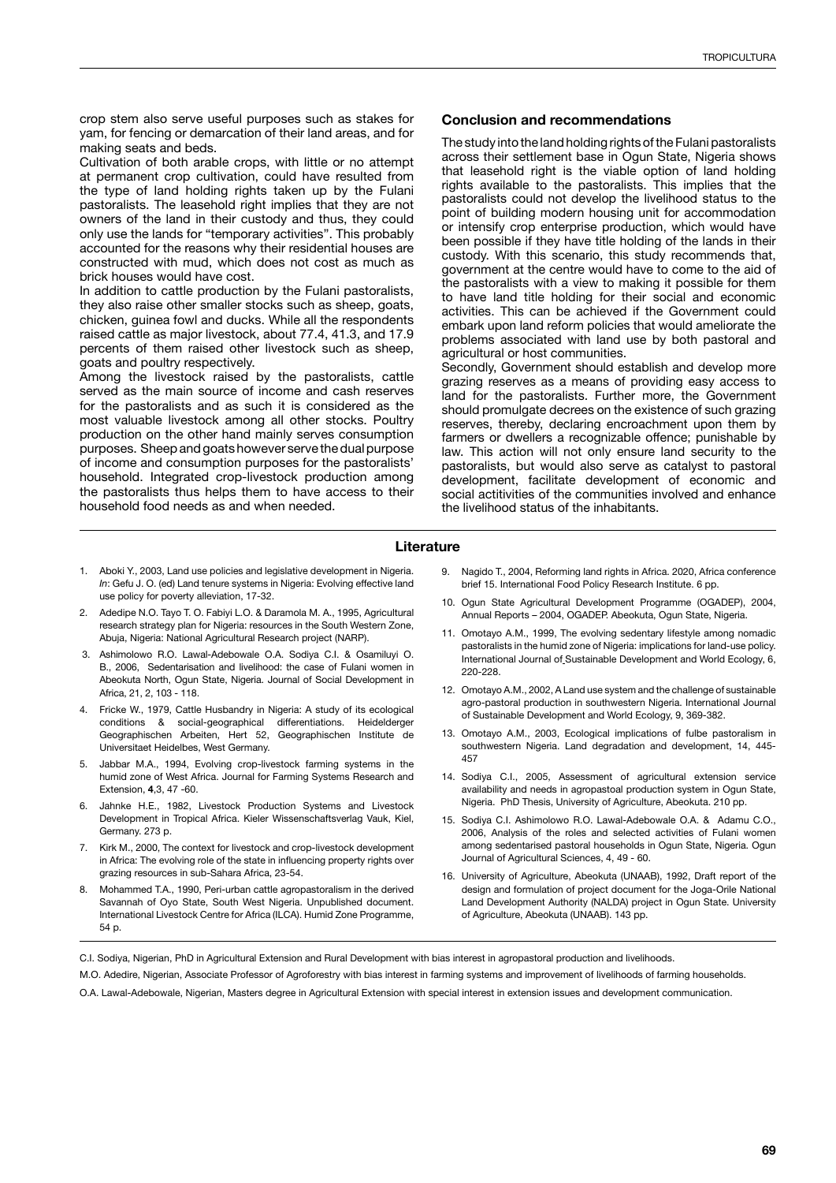crop stem also serve useful purposes such as stakes for yam, for fencing or demarcation of their land areas, and for making seats and beds.

Cultivation of both arable crops, with little or no attempt at permanent crop cultivation, could have resulted from the type of land holding rights taken up by the Fulani pastoralists. The leasehold right implies that they are not owners of the land in their custody and thus, they could only use the lands for "temporary activities". This probably accounted for the reasons why their residential houses are constructed with mud, which does not cost as much as brick houses would have cost.

In addition to cattle production by the Fulani pastoralists, they also raise other smaller stocks such as sheep, goats, chicken, guinea fowl and ducks. While all the respondents raised cattle as major livestock, about 77.4, 41.3, and 17.9 percents of them raised other livestock such as sheep, goats and poultry respectively.

Among the livestock raised by the pastoralists, cattle served as the main source of income and cash reserves for the pastoralists and as such it is considered as the most valuable livestock among all other stocks. Poultry production on the other hand mainly serves consumption purposes. Sheep and goats however serve the dual purpose of income and consumption purposes for the pastoralists' household. Integrated crop-livestock production among the pastoralists thus helps them to have access to their household food needs as and when needed.

## Conclusion and recommendations

The study into the land holding rights of the Fulani pastoralists across their settlement base in Ogun State, Nigeria shows that leasehold right is the viable option of land holding rights available to the pastoralists. This implies that the pastoralists could not develop the livelihood status to the point of building modern housing unit for accommodation or intensify crop enterprise production, which would have been possible if they have title holding of the lands in their custody. With this scenario, this study recommends that, government at the centre would have to come to the aid of the pastoralists with a view to making it possible for them to have land title holding for their social and economic activities. This can be achieved if the Government could embark upon land reform policies that would ameliorate the problems associated with land use by both pastoral and agricultural or host communities.

Secondly, Government should establish and develop more grazing reserves as a means of providing easy access to land for the pastoralists. Further more, the Government should promulgate decrees on the existence of such grazing reserves, thereby, declaring encroachment upon them by farmers or dwellers a recognizable offence; punishable by law. This action will not only ensure land security to the pastoralists, but would also serve as catalyst to pastoral development, facilitate development of economic and social actitivities of the communities involved and enhance the livelihood status of the inhabitants.

## Literature

1. Aboki Y., 2003, Land use policies and legislative development in Nigeria. *In*: Gefu J. O. (ed) Land tenure systems in Nigeria: Evolving effective land use policy for poverty alleviation, 17-32.
2. Adedipe N.O. Tayo T. O. Fabiyi L.O. & Daramola M. A., 1995, Agricultural research strategy plan for Nigeria: resources in the South Western Zone, Abuja, Nigeria: National Agricultural Research project (NARP).
3. Ashimolowo R.O. Lawal-Adebowale O.A. Sodiya C.I. & Osamiluyi O. B., 2006, Sedentarisation and livelihood: the case of Fulani women in Abeokuta North, Ogun State, Nigeria. Journal of Social Development in Africa, 21, 2, 103 - 118.
4. Fricke W., 1979, Cattle Husbandry in Nigeria: A study of its ecological conditions & social-geographical differentiations. Heidelderger Geographischen Arbeiten, Hert 52, Geographischen Institute de Universitaet Heidelbes, West Germany.
5. Jabbar M.A., 1994, Evolving crop-livestock farming systems in the humid zone of West Africa. Journal for Farming Systems Research and Extension, **4**,3, 47 -60.
6. Jahnke H.E., 1982, Livestock Production Systems and Livestock Development in Tropical Africa. Kieler Wissenschaftsverlag Vauk, Kiel, Germany. 273 p.
7. Kirk M., 2000, The context for livestock and crop-livestock development in Africa: The evolving role of the state in influencing property rights over grazing resources in sub-Sahara Africa, 23-54.
8. Mohammed T.A., 1990, Peri-urban cattle agropastoralism in the derived Savannah of Oyo State, South West Nigeria. Unpublished document. International Livestock Centre for Africa (ILCA). Humid Zone Programme, 54 p.
9. Nagido T., 2004, Reforming land rights in Africa. 2020, Africa conference brief 15. International Food Policy Research Institute. 6 pp.
10. Ogun State Agricultural Development Programme (OGADEP), 2004, Annual Reports – 2004, OGADEP. Abeokuta, Ogun State, Nigeria.
11. Omotayo A.M., 1999, The evolving sedentary lifestyle among nomadic pastoralists in the humid zone of Nigeria: implications for land-use policy. International Journal of Sustainable Development and World Ecology, 6, 220-228.
12. Omotayo A.M., 2002, A Land use system and the challenge of sustainable agro-pastoral production in southwestern Nigeria. International Journal of Sustainable Development and World Ecology, 9, 369-382.
13. Omotayo A.M., 2003, Ecological implications of fulbe pastoralism in southwestern Nigeria. Land degradation and development, 14, 445-457
14. Sodiya C.I., 2005, Assessment of agricultural extension service availability and needs in agropastoal production system in Ogun State, Nigeria. PhD Thesis, University of Agriculture, Abeokuta. 210 pp.
15. Sodiya C.I. Ashimolowo R.O. Lawal-Adebowale O.A. & Adamu C.O., 2006, Analysis of the roles and selected activities of Fulani women among sedentarised pastoral households in Ogun State, Nigeria. Ogun Journal of Agricultural Sciences, 4, 49 - 60.
16. University of Agriculture, Abeokuta (UNAAB), 1992, Draft report of the design and formulation of project document for the Joga-Orile National Land Development Authority (NALDA) project in Ogun State. University of Agriculture, Abeokuta (UNAAB). 143 pp.

C.I. Sodiya, Nigerian, PhD in Agricultural Extension and Rural Development with bias interest in agropastoral production and livelihoods.

M.O. Adedire, Nigerian, Associate Professor of Agroforestry with bias interest in farming systems and improvement of livelihoods of farming households.

O.A. Lawal-Adebowale, Nigerian, Masters degree in Agricultural Extension with special interest in extension issues and development communication.